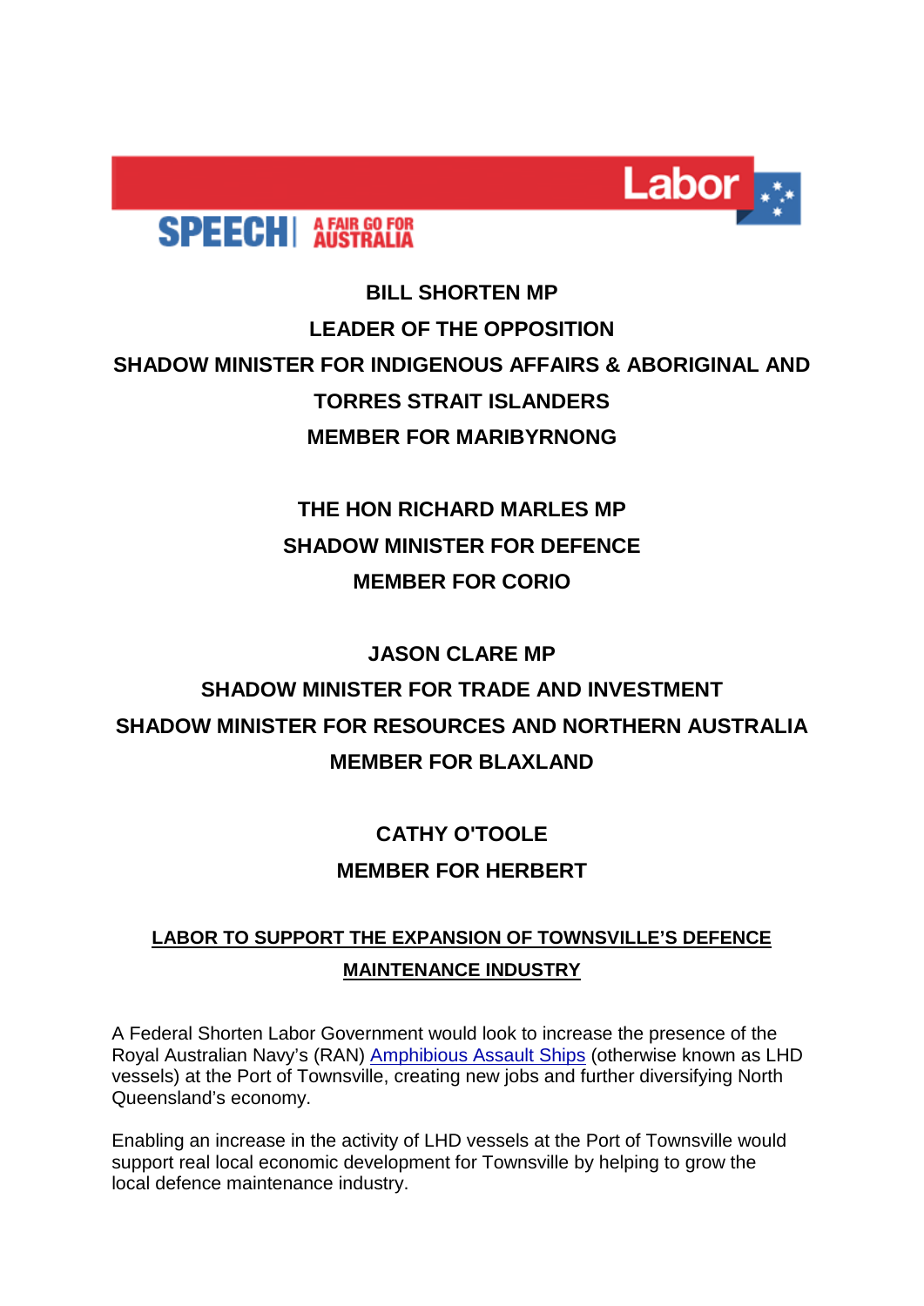**SPEECH | A FAIR GO FOR AUSTRALIA**

**BILL SHORTEN MP**
**LEADER OF THE OPPOSITION**
**SHADOW MINISTER FOR INDIGENOUS AFFAIRS & ABORIGINAL AND TORRES STRAIT ISLANDERS**
**MEMBER FOR MARIBYRNONG**

**THE HON RICHARD MARLES MP**
**SHADOW MINISTER FOR DEFENCE**
**MEMBER FOR CORIO**

**JASON CLARE MP**
**SHADOW MINISTER FOR TRADE AND INVESTMENT**
**SHADOW MINISTER FOR RESOURCES AND NORTHERN AUSTRALIA**
**MEMBER FOR BLAXLAND**

**CATHY O'TOOLE**
**MEMBER FOR HERBERT**

# LABOR TO SUPPORT THE EXPANSION OF TOWNSVILLE'S DEFENCE MAINTENANCE INDUSTRY

A Federal Shorten Labor Government would look to increase the presence of the Royal Australian Navy's (RAN) Amphibious Assault Ships (otherwise known as LHD vessels) at the Port of Townsville, creating new jobs and further diversifying North Queensland's economy.

Enabling an increase in the activity of LHD vessels at the Port of Townsville would support real local economic development for Townsville by helping to grow the local defence maintenance industry.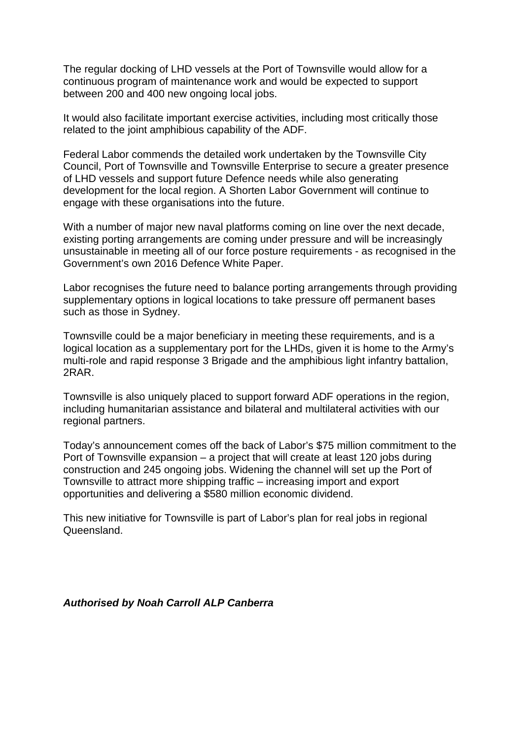The regular docking of LHD vessels at the Port of Townsville would allow for a continuous program of maintenance work and would be expected to support between 200 and 400 new ongoing local jobs.

It would also facilitate important exercise activities, including most critically those related to the joint amphibious capability of the ADF.

Federal Labor commends the detailed work undertaken by the Townsville City Council, Port of Townsville and Townsville Enterprise to secure a greater presence of LHD vessels and support future Defence needs while also generating development for the local region. A Shorten Labor Government will continue to engage with these organisations into the future.

With a number of major new naval platforms coming on line over the next decade, existing porting arrangements are coming under pressure and will be increasingly unsustainable in meeting all of our force posture requirements - as recognised in the Government's own 2016 Defence White Paper.

Labor recognises the future need to balance porting arrangements through providing supplementary options in logical locations to take pressure off permanent bases such as those in Sydney.

Townsville could be a major beneficiary in meeting these requirements, and is a logical location as a supplementary port for the LHDs, given it is home to the Army's multi-role and rapid response 3 Brigade and the amphibious light infantry battalion, 2RAR.

Townsville is also uniquely placed to support forward ADF operations in the region, including humanitarian assistance and bilateral and multilateral activities with our regional partners.

Today's announcement comes off the back of Labor's $75 million commitment to the Port of Townsville expansion – a project that will create at least 120 jobs during construction and 245 ongoing jobs. Widening the channel will set up the Port of Townsville to attract more shipping traffic – increasing import and export opportunities and delivering a $580 million economic dividend.

This new initiative for Townsville is part of Labor's plan for real jobs in regional Queensland.

***Authorised by Noah Carroll ALP Canberra***